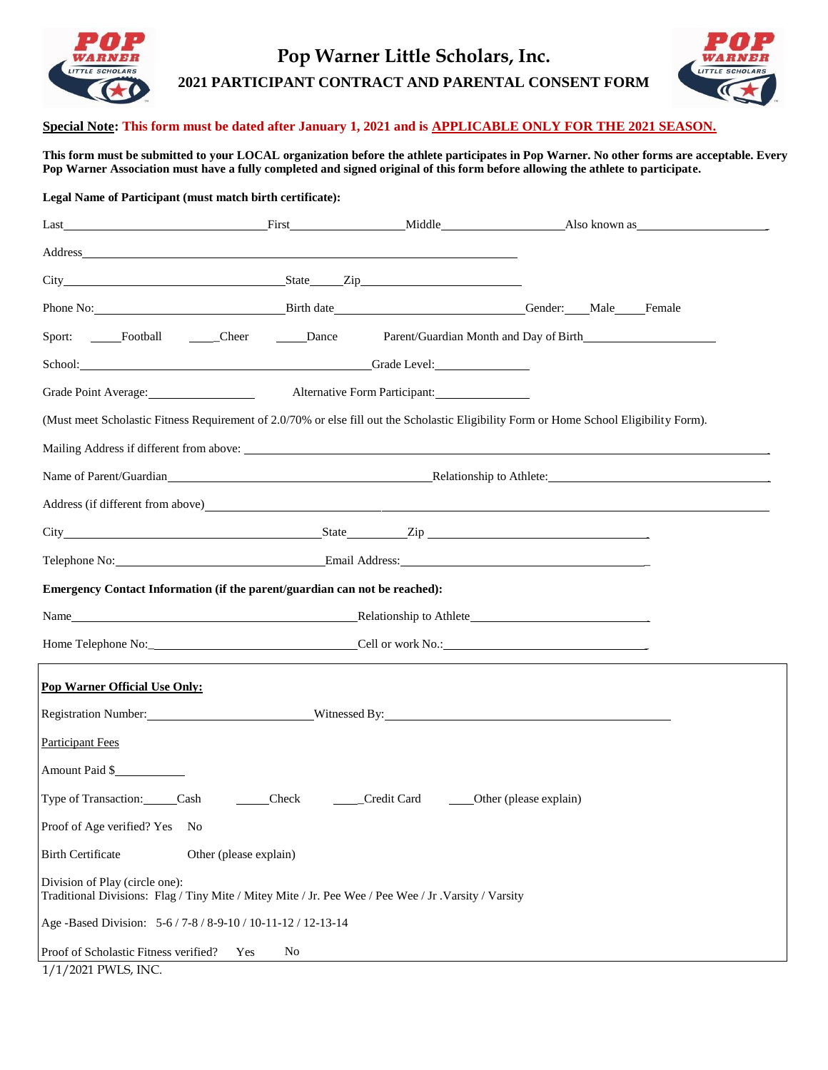# Pop Warner Little Scholars, Inc.

## 2021 PARTICIPANT CONTRACT AND PARENTAL CONSENT FORM

**Special Note: This form must be dated after January 1, 2021 and is APPLICABLE ONLY FOR THE 2021 SEASON.**

**This form must be submitted to your LOCAL organization before the athlete participates in Pop Warner. No other forms are acceptable. Every Pop Warner Association must have a fully completed and signed original of this form before allowing the athlete to participate.**

**Legal Name of Participant (must match birth certificate):**

Last\_\_\_\_\_\_\_\_\_\_\_\_\_\_\_\_\_\_\_\_ First\_\_\_\_\_\_\_\_\_\_\_\_\_\_ Middle\_\_\_\_\_\_\_\_\_\_\_\_\_\_ Also known as\_\_\_\_\_\_\_\_\_\_\_\_\_\_\_\_

Address\_\_\_\_\_\_\_\_\_\_\_\_\_\_\_\_\_\_\_\_\_\_\_\_\_\_\_\_\_\_\_\_\_\_\_\_\_\_\_\_

City\_\_\_\_\_\_\_\_\_\_\_\_\_\_\_\_\_\_\_\_ State\_\_\_\_\_ Zip\_\_\_\_\_\_\_\_\_\_\_\_\_\_\_\_

Phone No:\_\_\_\_\_\_\_\_\_\_\_\_\_\_\_\_\_\_\_\_ Birth date\_\_\_\_\_\_\_\_\_\_\_\_\_\_\_\_\_\_\_\_ Gender:\_\_\_\_Male\_\_\_\_Female

Sport: \_\_\_\_\_Football \_\_\_\_\_Cheer \_\_\_\_\_Dance Parent/Guardian Month and Day of Birth\_\_\_\_\_\_\_\_\_\_\_\_\_\_\_\_

School:\_\_\_\_\_\_\_\_\_\_\_\_\_\_\_\_\_\_\_\_\_\_\_\_\_\_\_\_ Grade Level:\_\_\_\_\_\_\_\_\_\_\_\_

Grade Point Average:\_\_\_\_\_\_\_\_\_\_\_\_ Alternative Form Participant:\_\_\_\_\_\_\_\_\_\_\_\_

(Must meet Scholastic Fitness Requirement of 2.0/70% or else fill out the Scholastic Eligibility Form or Home School Eligibility Form).

Mailing Address if different from above: \_\_\_\_\_\_\_\_\_\_\_\_\_\_\_\_\_\_\_\_\_\_\_\_\_\_\_\_\_\_\_\_\_\_\_\_\_\_\_\_

Name of Parent/Guardian\_\_\_\_\_\_\_\_\_\_\_\_\_\_\_\_\_\_\_\_\_\_\_\_\_\_\_\_ Relationship to Athlete:\_\_\_\_\_\_\_\_\_\_\_\_\_\_\_\_\_\_\_\_

Address (if different from above)\_\_\_\_\_\_\_\_\_\_\_\_\_\_\_\_\_\_\_\_\_\_\_\_\_\_\_\_\_\_\_\_\_\_\_\_\_\_\_\_

City\_\_\_\_\_\_\_\_\_\_\_\_\_\_\_\_\_\_\_\_\_\_\_\_ State\_\_\_\_\_\_\_\_ Zip \_\_\_\_\_\_\_\_\_\_\_\_\_\_\_\_\_\_\_\_

Telephone No:\_\_\_\_\_\_\_\_\_\_\_\_\_\_\_\_\_\_\_\_ Email Address:\_\_\_\_\_\_\_\_\_\_\_\_\_\_\_\_\_\_\_\_\_\_\_\_

**Emergency Contact Information (if the parent/guardian can not be reached):**

Name\_\_\_\_\_\_\_\_\_\_\_\_\_\_\_\_\_\_\_\_\_\_\_\_\_\_\_\_ Relationship to Athlete\_\_\_\_\_\_\_\_\_\_\_\_\_\_\_\_\_\_\_\_

Home Telephone No:\_\_\_\_\_\_\_\_\_\_\_\_\_\_\_\_\_\_\_\_ Cell or work No.:\_\_\_\_\_\_\_\_\_\_\_\_\_\_\_\_\_\_\_\_

**Pop Warner Official Use Only:**

Registration Number:\_\_\_\_\_\_\_\_\_\_\_\_\_\_\_\_ Witnessed By:\_\_\_\_\_\_\_\_\_\_\_\_\_\_\_\_\_\_\_\_\_\_\_\_\_\_\_\_

Participant Fees

Amount Paid $\_\_\_\_\_\_\_\_\_\_

Type of Transaction:\_\_\_\_\_Cash \_\_\_\_\_Check \_\_\_\_\_Credit Card \_\_\_\_Other (please explain)

Proof of Age verified? Yes No

Birth Certificate Other (please explain)

Division of Play (circle one):
Traditional Divisions: Flag / Tiny Mite / Mitey Mite / Jr. Pee Wee / Pee Wee / Jr .Varsity / Varsity

Age -Based Division: 5-6 / 7-8 / 8-9-10 / 10-11-12 / 12-13-14

Proof of Scholastic Fitness verified? Yes No

1/1/2021 PWLS, INC.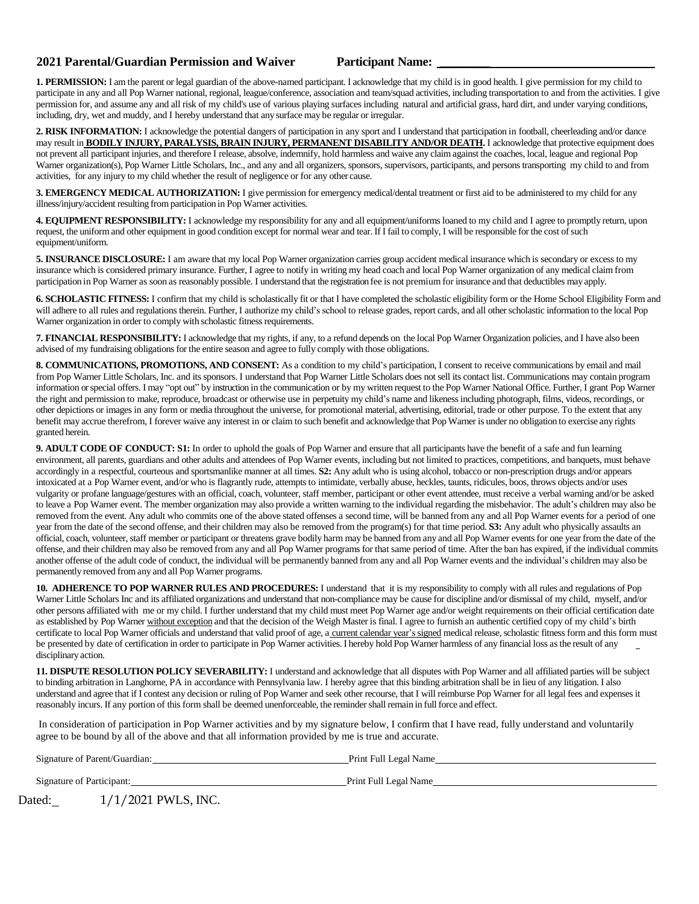## 2021 Parental/Guardian Permission and Waiver

**Participant Name:** ________________________________

**1. PERMISSION:** I am the parent or legal guardian of the above-named participant. I acknowledge that my child is in good health. I give permission for my child to participate in any and all Pop Warner national, regional, league/conference, association and team/squad activities, including transportation to and from the activities. I give permission for, and assume any and all risk of my child's use of various playing surfaces including natural and artificial grass, hard dirt, and under varying conditions, including, dry, wet and muddy, and I hereby understand that any surface may be regular or irregular.

**2. RISK INFORMATION:** I acknowledge the potential dangers of participation in any sport and I understand that participation in football, cheerleading and/or dance may result in **BODILY INJURY, PARALYSIS, BRAIN INJURY, PERMANENT DISABILITY AND/OR DEATH.** I acknowledge that protective equipment does not prevent all participant injuries, and therefore I release, absolve, indemnify, hold harmless and waive any claim against the coaches, local, league and regional Pop Warner organization(s), Pop Warner Little Scholars, Inc., and any and all organizers, sponsors, supervisors, participants, and persons transporting my child to and from activities, for any injury to my child whether the result of negligence or for any other cause.

**3. EMERGENCY MEDICAL AUTHORIZATION:** I give permission for emergency medical/dental treatment or first aid to be administered to my child for any illness/injury/accident resulting from participation in Pop Warner activities.

**4. EQUIPMENT RESPONSIBILITY:** I acknowledge my responsibility for any and all equipment/uniforms loaned to my child and I agree to promptly return, upon request, the uniform and other equipment in good condition except for normal wear and tear. If I fail to comply, I will be responsible for the cost of such equipment/uniform.

**5. INSURANCE DISCLOSURE:** I am aware that my local Pop Warner organization carries group accident medical insurance which is secondary or excess to my insurance which is considered primary insurance. Further, I agree to notify in writing my head coach and local Pop Warner organization of any medical claim from participation in Pop Warner as soon as reasonably possible. I understand that the registration fee is not premium for insurance and that deductibles may apply.

**6. SCHOLASTIC FITNESS:** I confirm that my child is scholastically fit or that I have completed the scholastic eligibility form or the Home School Eligibility Form and will adhere to all rules and regulations therein. Further, I authorize my child's school to release grades, report cards, and all other scholastic information to the local Pop Warner organization in order to comply with scholastic fitness requirements.

**7. FINANCIAL RESPONSIBILITY:** I acknowledge that my rights, if any, to a refund depends on the local Pop Warner Organization policies, and I have also been advised of my fundraising obligations for the entire season and agree to fully comply with those obligations.

**8. COMMUNICATIONS, PROMOTIONS, AND CONSENT:** As a condition to my child's participation, I consent to receive communications by email and mail from Pop Warner Little Scholars, Inc. and its sponsors. I understand that Pop Warner Little Scholars does not sell its contact list. Communications may contain program information or special offers. I may "opt out" by instruction in the communication or by my written request to the Pop Warner National Office. Further, I grant Pop Warner the right and permission to make, reproduce, broadcast or otherwise use in perpetuity my child's name and likeness including photograph, films, videos, recordings, or other depictions or images in any form or media throughout the universe, for promotional material, advertising, editorial, trade or other purpose. To the extent that any benefit may accrue therefrom, I forever waive any interest in or claim to such benefit and acknowledge that Pop Warner is under no obligation to exercise any rights granted herein.

**9. ADULT CODE OF CONDUCT: S1:** In order to uphold the goals of Pop Warner and ensure that all participants have the benefit of a safe and fun learning environment, all parents, guardians and other adults and attendees of Pop Warner events, including but not limited to practices, competitions, and banquets, must behave accordingly in a respectful, courteous and sportsmanlike manner at all times. **S2:** Any adult who is using alcohol, tobacco or non-prescription drugs and/or appears intoxicated at a Pop Warner event, and/or who is flagrantly rude, attempts to intimidate, verbally abuse, heckles, taunts, ridicules, boos, throws objects and/or uses vulgarity or profane language/gestures with an official, coach, volunteer, staff member, participant or other event attendee, must receive a verbal warning and/or be asked to leave a Pop Warner event. The member organization may also provide a written warning to the individual regarding the misbehavior. The adult's children may also be removed from the event. Any adult who commits one of the above stated offenses a second time, will be banned from any and all Pop Warner events for a period of one year from the date of the second offense, and their children may also be removed from the program(s) for that time period. **S3:** Any adult who physically assaults an official, coach, volunteer, staff member or participant or threatens grave bodily harm may be banned from any and all Pop Warner events for one year from the date of the offense, and their children may also be removed from any and all Pop Warner programs for that same period of time. After the ban has expired, if the individual commits another offense of the adult code of conduct, the individual will be permanently banned from any and all Pop Warner events and the individual's children may also be permanently removed from any and all Pop Warner programs.

**10. ADHERENCE TO POP WARNER RULES AND PROCEDURES:** I understand that it is my responsibility to comply with all rules and regulations of Pop Warner Little Scholars Inc and its affiliated organizations and understand that non-compliance may be cause for discipline and/or dismissal of my child, myself, and/or other persons affiliated with me or my child. I further understand that my child must meet Pop Warner age and/or weight requirements on their official certification date as established by Pop Warner without exception and that the decision of the Weigh Master is final. I agree to furnish an authentic certified copy of my child's birth certificate to local Pop Warner officials and understand that valid proof of age, a current calendar year's signed medical release, scholastic fitness form and this form must be presented by date of certification in order to participate in Pop Warner activities. I hereby hold Pop Warner harmless of any financial loss as the result of any disciplinary action.

**11. DISPUTE RESOLUTION POLICY SEVERABILITY:** I understand and acknowledge that all disputes with Pop Warner and all affiliated parties will be subject to binding arbitration in Langhorne, PA in accordance with Pennsylvania law. I hereby agree that this binding arbitration shall be in lieu of any litigation. I also understand and agree that if I contest any decision or ruling of Pop Warner and seek other recourse, that I will reimburse Pop Warner for all legal fees and expenses it reasonably incurs. If any portion of this form shall be deemed unenforceable, the reminder shall remain in full force and effect.

In consideration of participation in Pop Warner activities and by my signature below, I confirm that I have read, fully understand and voluntarily agree to be bound by all of the above and that all information provided by me is true and accurate.

Signature of Parent/Guardian: ________________________ Print Full Legal Name ________________________

Signature of Participant: ________________________ Print Full Legal Name ________________________

Dated: ____ 1/1/2021 PWLS, INC.